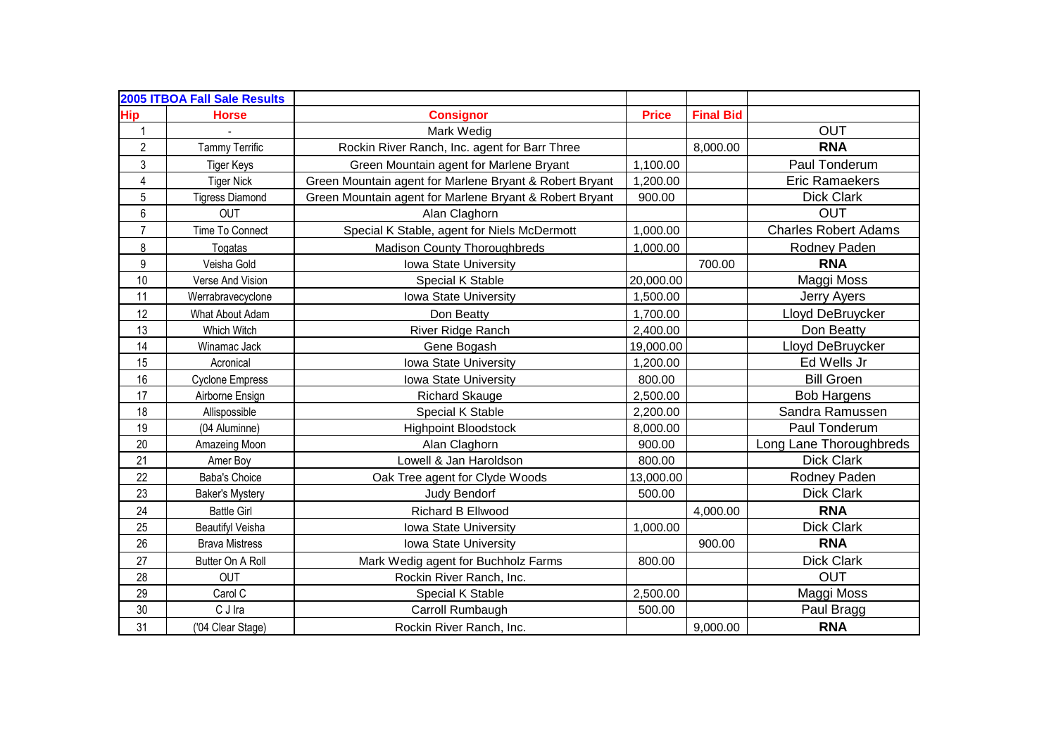| 2005 ITBOA Fall Sale Results | | | | | |
|---|---|---|---|---|---|
| **Hip** | **Horse** | **Consignor** | **Price** | **Final Bid** | |
| 1 | - | Mark Wedig | | | OUT |
| 2 | Tammy Terrific | Rockin River Ranch, Inc. agent for Barr Three | | 8,000.00 | **RNA** |
| 3 | Tiger Keys | Green Mountain agent for Marlene Bryant | 1,100.00 | | Paul Tonderum |
| 4 | Tiger Nick | Green Mountain agent for Marlene Bryant & Robert Bryant | 1,200.00 | | Eric Ramaekers |
| 5 | Tigress Diamond | Green Mountain agent for Marlene Bryant & Robert Bryant | 900.00 | | Dick Clark |
| 6 | OUT | Alan Claghorn | | | OUT |
| 7 | Time To Connect | Special K Stable, agent for Niels McDermott | 1,000.00 | | Charles Robert Adams |
| 8 | Togatas | Madison County Thoroughbreds | 1,000.00 | | Rodney Paden |
| 9 | Veisha Gold | Iowa State University | | 700.00 | **RNA** |
| 10 | Verse And Vision | Special K Stable | 20,000.00 | | Maggi Moss |
| 11 | Werrabravecyclone | Iowa State University | 1,500.00 | | Jerry Ayers |
| 12 | What About Adam | Don Beatty | 1,700.00 | | Lloyd DeBruycker |
| 13 | Which Witch | River Ridge Ranch | 2,400.00 | | Don Beatty |
| 14 | Winamac Jack | Gene Bogash | 19,000.00 | | Lloyd DeBruycker |
| 15 | Acronical | Iowa State University | 1,200.00 | | Ed Wells Jr |
| 16 | Cyclone Empress | Iowa State University | 800.00 | | Bill Groen |
| 17 | Airborne Ensign | Richard Skauge | 2,500.00 | | Bob Hargens |
| 18 | Allispossible | Special K Stable | 2,200.00 | | Sandra Ramussen |
| 19 | (04 Aluminne) | Highpoint Bloodstock | 8,000.00 | | Paul Tonderum |
| 20 | Amazeing Moon | Alan Claghorn | 900.00 | | Long Lane Thoroughbreds |
| 21 | Amer Boy | Lowell & Jan Haroldson | 800.00 | | Dick Clark |
| 22 | Baba's Choice | Oak Tree agent for Clyde Woods | 13,000.00 | | Rodney Paden |
| 23 | Baker's Mystery | Judy Bendorf | 500.00 | | Dick Clark |
| 24 | Battle Girl | Richard B Ellwood | | 4,000.00 | **RNA** |
| 25 | Beautifyl Veisha | Iowa State University | 1,000.00 | | Dick Clark |
| 26 | Brava Mistress | Iowa State University | | 900.00 | **RNA** |
| 27 | Butter On A Roll | Mark Wedig agent for Buchholz Farms | 800.00 | | Dick Clark |
| 28 | OUT | Rockin River Ranch, Inc. | | | OUT |
| 29 | Carol C | Special K Stable | 2,500.00 | | Maggi Moss |
| 30 | C J Ira | Carroll Rumbaugh | 500.00 | | Paul Bragg |
| 31 | ('04 Clear Stage) | Rockin River Ranch, Inc. | | 9,000.00 | **RNA** |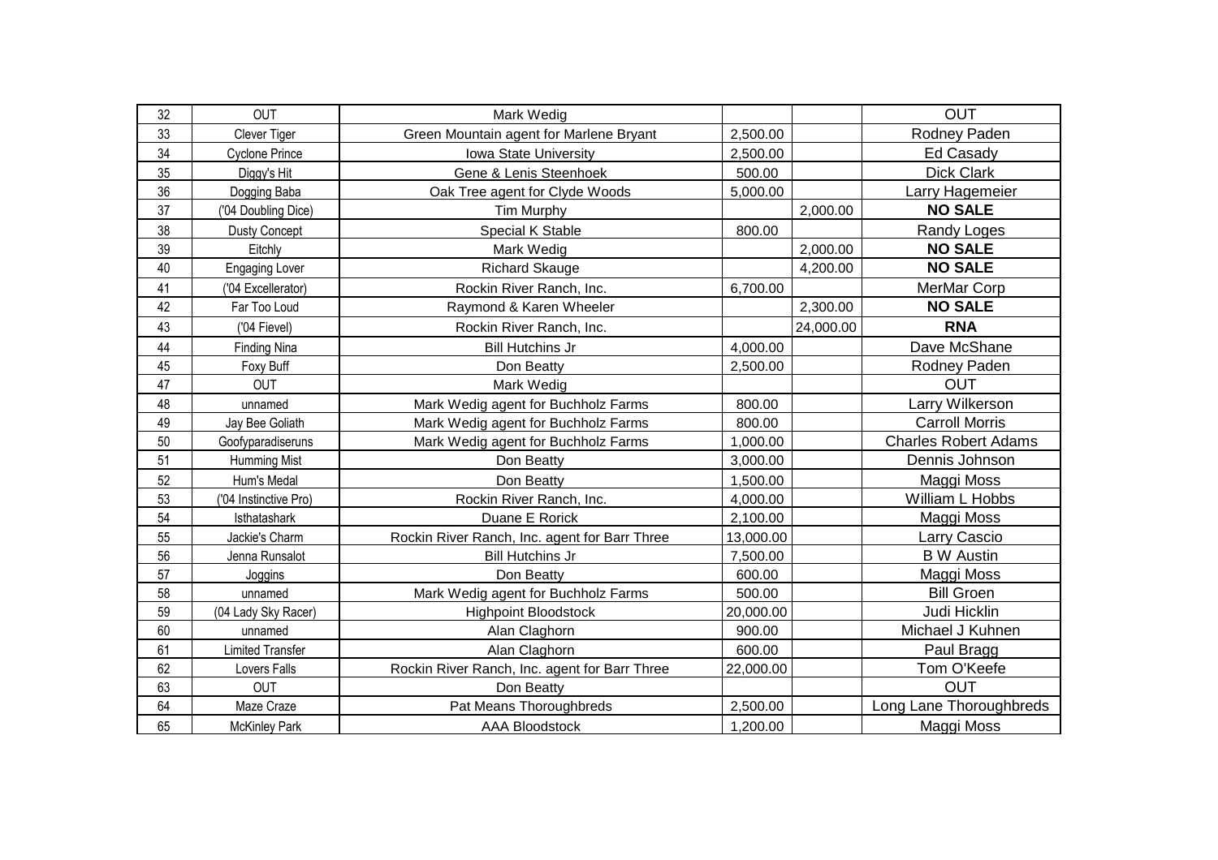| | | | | | |
|---|---|---|---|---|---|
| 32 | OUT | Mark Wedig | | | OUT |
| 33 | Clever Tiger | Green Mountain agent for Marlene Bryant | 2,500.00 | | Rodney Paden |
| 34 | Cyclone Prince | Iowa State University | 2,500.00 | | Ed Casady |
| 35 | Diggy's Hit | Gene & Lenis Steenhoek | 500.00 | | Dick Clark |
| 36 | Dogging Baba | Oak Tree agent for Clyde Woods | 5,000.00 | | Larry Hagemeier |
| 37 | ('04 Doubling Dice) | Tim Murphy | | 2,000.00 | **NO SALE** |
| 38 | Dusty Concept | Special K Stable | 800.00 | | Randy Loges |
| 39 | Eitchly | Mark Wedig | | 2,000.00 | **NO SALE** |
| 40 | Engaging Lover | Richard Skauge | | 4,200.00 | **NO SALE** |
| 41 | ('04 Excellerator) | Rockin River Ranch, Inc. | 6,700.00 | | MerMar Corp |
| 42 | Far Too Loud | Raymond & Karen Wheeler | | 2,300.00 | **NO SALE** |
| 43 | ('04 Fievel) | Rockin River Ranch, Inc. | | 24,000.00 | **RNA** |
| 44 | Finding Nina | Bill Hutchins Jr | 4,000.00 | | Dave McShane |
| 45 | Foxy Buff | Don Beatty | 2,500.00 | | Rodney Paden |
| 47 | OUT | Mark Wedig | | | OUT |
| 48 | unnamed | Mark Wedig agent for Buchholz Farms | 800.00 | | Larry Wilkerson |
| 49 | Jay Bee Goliath | Mark Wedig agent for Buchholz Farms | 800.00 | | Carroll Morris |
| 50 | Goofyparadiseruns | Mark Wedig agent for Buchholz Farms | 1,000.00 | | Charles Robert Adams |
| 51 | Humming Mist | Don Beatty | 3,000.00 | | Dennis Johnson |
| 52 | Hum's Medal | Don Beatty | 1,500.00 | | Maggi Moss |
| 53 | ('04 Instinctive Pro) | Rockin River Ranch, Inc. | 4,000.00 | | William L Hobbs |
| 54 | Isthatashark | Duane E Rorick | 2,100.00 | | Maggi Moss |
| 55 | Jackie's Charm | Rockin River Ranch, Inc. agent for Barr Three | 13,000.00 | | Larry Cascio |
| 56 | Jenna Runsalot | Bill Hutchins Jr | 7,500.00 | | B W Austin |
| 57 | Joggins | Don Beatty | 600.00 | | Maggi Moss |
| 58 | unnamed | Mark Wedig agent for Buchholz Farms | 500.00 | | Bill Groen |
| 59 | (04 Lady Sky Racer) | Highpoint Bloodstock | 20,000.00 | | Judi Hicklin |
| 60 | unnamed | Alan Claghorn | 900.00 | | Michael J Kuhnen |
| 61 | Limited Transfer | Alan Claghorn | 600.00 | | Paul Bragg |
| 62 | Lovers Falls | Rockin River Ranch, Inc. agent for Barr Three | 22,000.00 | | Tom O'Keefe |
| 63 | OUT | Don Beatty | | | OUT |
| 64 | Maze Craze | Pat Means Thoroughbreds | 2,500.00 | | Long Lane Thoroughbreds |
| 65 | McKinley Park | AAA Bloodstock | 1,200.00 | | Maggi Moss |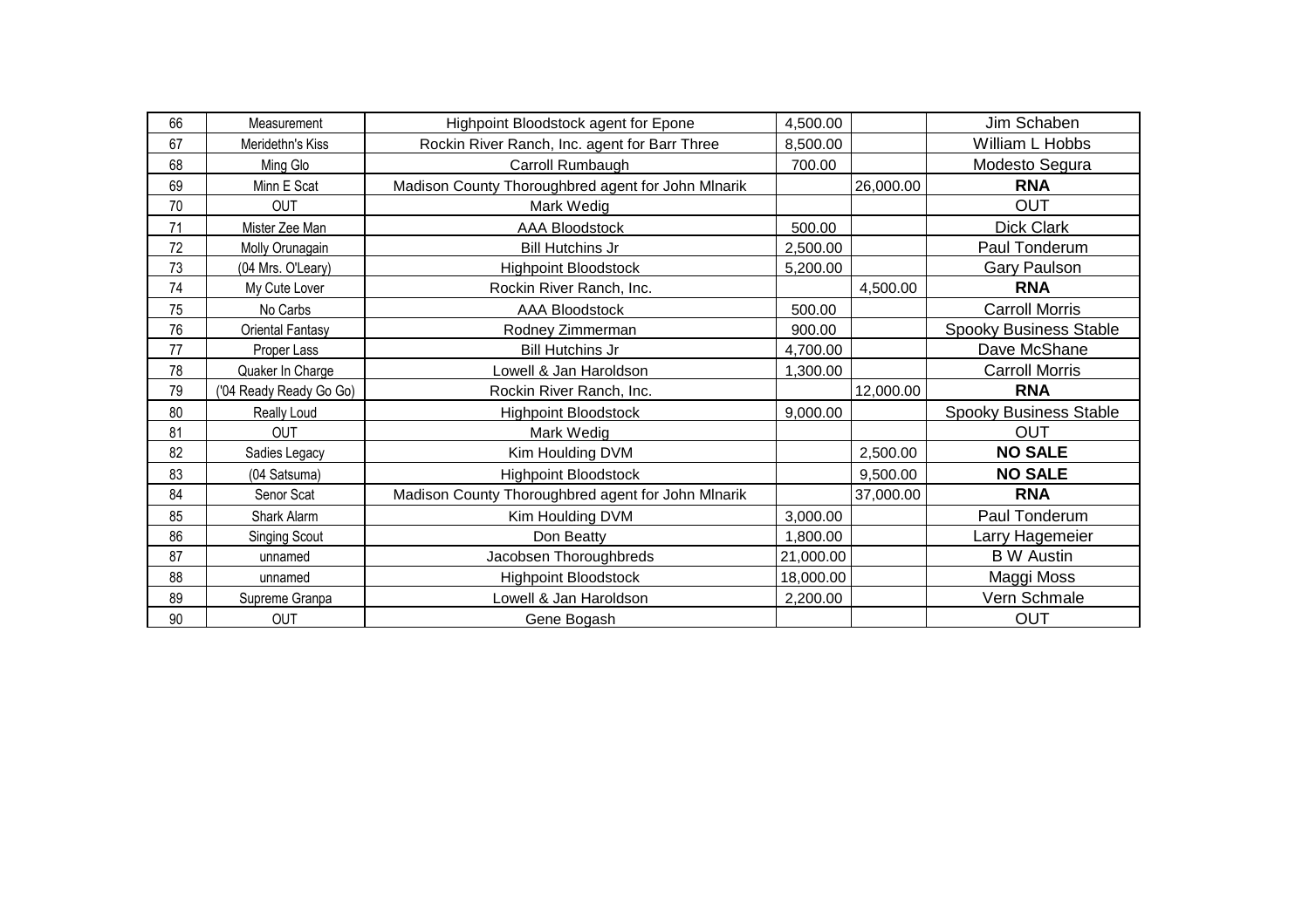| | | | | | |
|---|---|---|---|---|---|
| 66 | Measurement | Highpoint Bloodstock agent for Epone | 4,500.00 | | Jim Schaben |
| 67 | Meridethn's Kiss | Rockin River Ranch, Inc. agent for Barr Three | 8,500.00 | | William L Hobbs |
| 68 | Ming Glo | Carroll Rumbaugh | 700.00 | | Modesto Segura |
| 69 | Minn E Scat | Madison County Thoroughbred agent for John Mlnarik | | 26,000.00 | **RNA** |
| 70 | OUT | Mark Wedig | | | OUT |
| 71 | Mister Zee Man | AAA Bloodstock | 500.00 | | Dick Clark |
| 72 | Molly Orunagain | Bill Hutchins Jr | 2,500.00 | | Paul Tonderum |
| 73 | (04 Mrs. O'Leary) | Highpoint Bloodstock | 5,200.00 | | Gary Paulson |
| 74 | My Cute Lover | Rockin River Ranch, Inc. | | 4,500.00 | **RNA** |
| 75 | No Carbs | AAA Bloodstock | 500.00 | | Carroll Morris |
| 76 | Oriental Fantasy | Rodney Zimmerman | 900.00 | | Spooky Business Stable |
| 77 | Proper Lass | Bill Hutchins Jr | 4,700.00 | | Dave McShane |
| 78 | Quaker In Charge | Lowell & Jan Haroldson | 1,300.00 | | Carroll Morris |
| 79 | ('04 Ready Ready Go Go) | Rockin River Ranch, Inc. | | 12,000.00 | **RNA** |
| 80 | Really Loud | Highpoint Bloodstock | 9,000.00 | | Spooky Business Stable |
| 81 | OUT | Mark Wedig | | | OUT |
| 82 | Sadies Legacy | Kim Houlding DVM | | 2,500.00 | **NO SALE** |
| 83 | (04 Satsuma) | Highpoint Bloodstock | | 9,500.00 | **NO SALE** |
| 84 | Senor Scat | Madison County Thoroughbred agent for John Mlnarik | | 37,000.00 | **RNA** |
| 85 | Shark Alarm | Kim Houlding DVM | 3,000.00 | | Paul Tonderum |
| 86 | Singing Scout | Don Beatty | 1,800.00 | | Larry Hagemeier |
| 87 | unnamed | Jacobsen Thoroughbreds | 21,000.00 | | B W Austin |
| 88 | unnamed | Highpoint Bloodstock | 18,000.00 | | Maggi Moss |
| 89 | Supreme Granpa | Lowell & Jan Haroldson | 2,200.00 | | Vern Schmale |
| 90 | OUT | Gene Bogash | | | OUT |